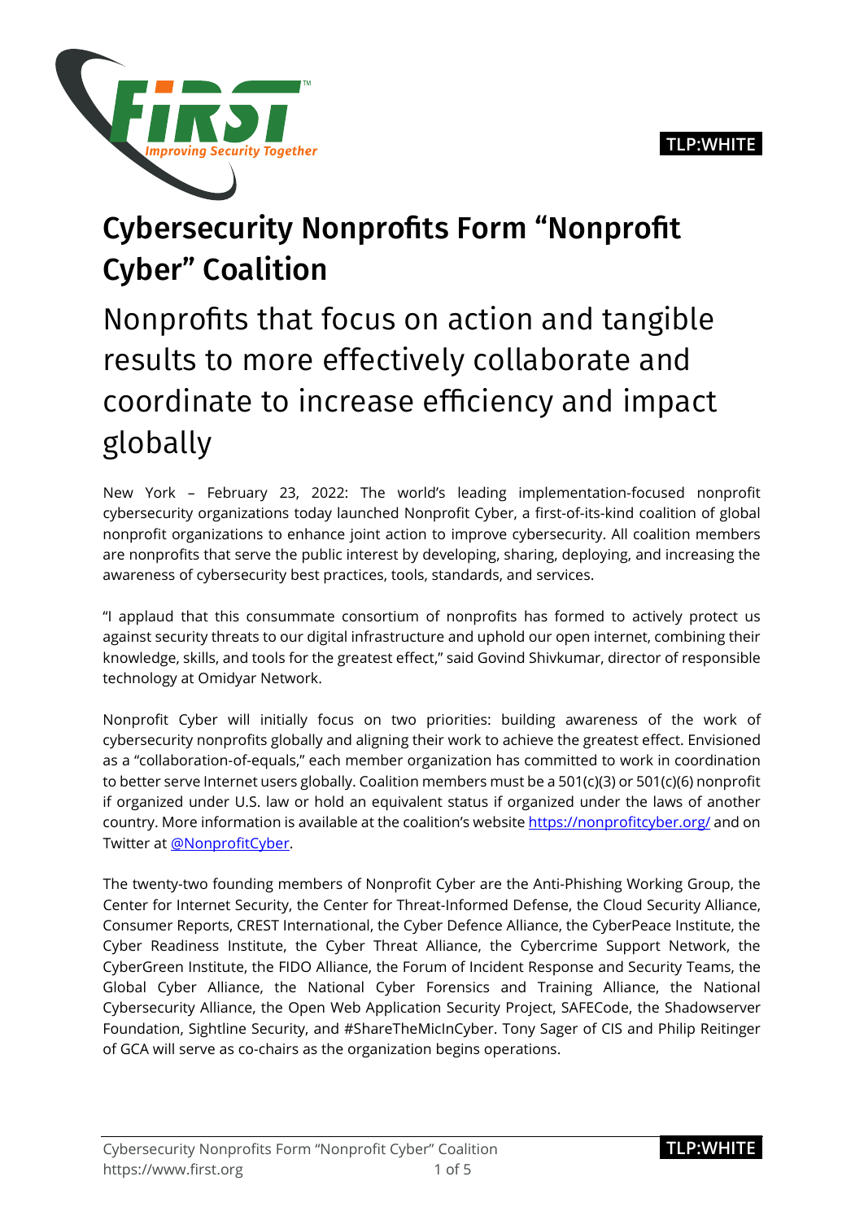TLP:WHITE

# Cybersecurity Nonprofits Form "Nonprofit Cyber" Coalition

## Nonprofits that focus on action and tangible results to more effectively collaborate and coordinate to increase efficiency and impact globally

New York – February 23, 2022: The world's leading implementation-focused nonprofit cybersecurity organizations today launched Nonprofit Cyber, a first-of-its-kind coalition of global nonprofit organizations to enhance joint action to improve cybersecurity. All coalition members are nonprofits that serve the public interest by developing, sharing, deploying, and increasing the awareness of cybersecurity best practices, tools, standards, and services.

"I applaud that this consummate consortium of nonprofits has formed to actively protect us against security threats to our digital infrastructure and uphold our open internet, combining their knowledge, skills, and tools for the greatest effect," said Govind Shivkumar, director of responsible technology at Omidyar Network.

Nonprofit Cyber will initially focus on two priorities: building awareness of the work of cybersecurity nonprofits globally and aligning their work to achieve the greatest effect. Envisioned as a "collaboration-of-equals," each member organization has committed to work in coordination to better serve Internet users globally. Coalition members must be a 501(c)(3) or 501(c)(6) nonprofit if organized under U.S. law or hold an equivalent status if organized under the laws of another country. More information is available at the coalition's website [https://nonprofitcyber.org/](https://nonprofitcyber.org/) and on Twitter at [@NonprofitCyber](https://twitter.com/NonprofitCyber).

The twenty-two founding members of Nonprofit Cyber are the Anti-Phishing Working Group, the Center for Internet Security, the Center for Threat-Informed Defense, the Cloud Security Alliance, Consumer Reports, CREST International, the Cyber Defence Alliance, the CyberPeace Institute, the Cyber Readiness Institute, the Cyber Threat Alliance, the Cybercrime Support Network, the CyberGreen Institute, the FIDO Alliance, the Forum of Incident Response and Security Teams, the Global Cyber Alliance, the National Cyber Forensics and Training Alliance, the National Cybersecurity Alliance, the Open Web Application Security Project, SAFECode, the Shadowserver Foundation, Sightline Security, and #ShareTheMicInCyber. Tony Sager of CIS and Philip Reitinger of GCA will serve as co-chairs as the organization begins operations.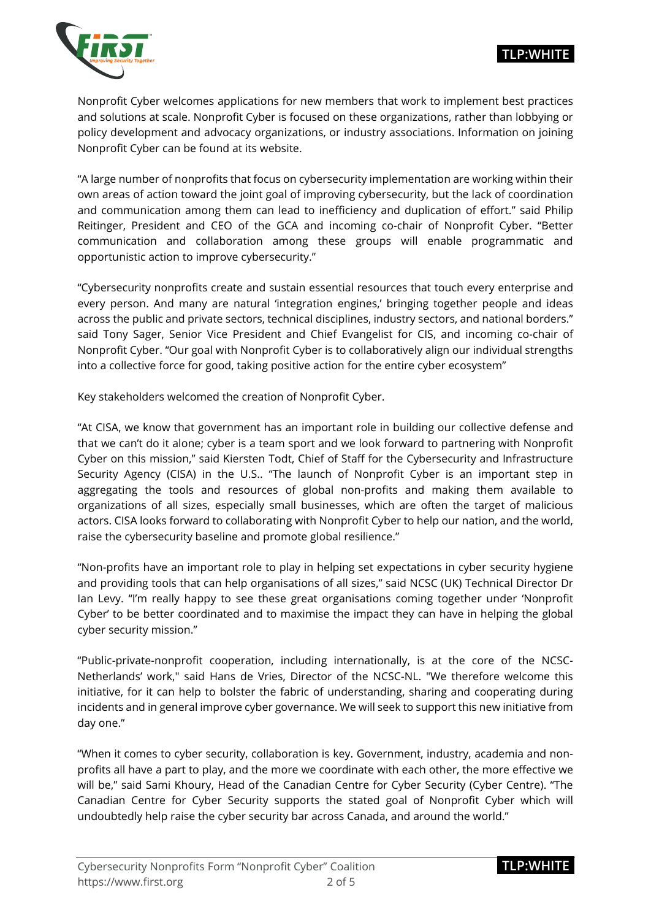Nonprofit Cyber welcomes applications for new members that work to implement best practices and solutions at scale. Nonprofit Cyber is focused on these organizations, rather than lobbying or policy development and advocacy organizations, or industry associations. Information on joining Nonprofit Cyber can be found at its website.

“A large number of nonprofits that focus on cybersecurity implementation are working within their own areas of action toward the joint goal of improving cybersecurity, but the lack of coordination and communication among them can lead to inefficiency and duplication of effort.” said Philip Reitinger, President and CEO of the GCA and incoming co-chair of Nonprofit Cyber. “Better communication and collaboration among these groups will enable programmatic and opportunistic action to improve cybersecurity.”

“Cybersecurity nonprofits create and sustain essential resources that touch every enterprise and every person. And many are natural ‘integration engines,’ bringing together people and ideas across the public and private sectors, technical disciplines, industry sectors, and national borders.” said Tony Sager, Senior Vice President and Chief Evangelist for CIS, and incoming co-chair of Nonprofit Cyber. “Our goal with Nonprofit Cyber is to collaboratively align our individual strengths into a collective force for good, taking positive action for the entire cyber ecosystem”

Key stakeholders welcomed the creation of Nonprofit Cyber.

“At CISA, we know that government has an important role in building our collective defense and that we can’t do it alone; cyber is a team sport and we look forward to partnering with Nonprofit Cyber on this mission,” said Kiersten Todt, Chief of Staff for the Cybersecurity and Infrastructure Security Agency (CISA) in the U.S.. “The launch of Nonprofit Cyber is an important step in aggregating the tools and resources of global non-profits and making them available to organizations of all sizes, especially small businesses, which are often the target of malicious actors. CISA looks forward to collaborating with Nonprofit Cyber to help our nation, and the world, raise the cybersecurity baseline and promote global resilience.”

“Non-profits have an important role to play in helping set expectations in cyber security hygiene and providing tools that can help organisations of all sizes,” said NCSC (UK) Technical Director Dr Ian Levy. “I’m really happy to see these great organisations coming together under ‘Nonprofit Cyber’ to be better coordinated and to maximise the impact they can have in helping the global cyber security mission.”

“Public-private-nonprofit cooperation, including internationally, is at the core of the NCSC-Netherlands’ work," said Hans de Vries, Director of the NCSC-NL. "We therefore welcome this initiative, for it can help to bolster the fabric of understanding, sharing and cooperating during incidents and in general improve cyber governance. We will seek to support this new initiative from day one.”

“When it comes to cyber security, collaboration is key. Government, industry, academia and non-profits all have a part to play, and the more we coordinate with each other, the more effective we will be,” said Sami Khoury, Head of the Canadian Centre for Cyber Security (Cyber Centre). “The Canadian Centre for Cyber Security supports the stated goal of Nonprofit Cyber which will undoubtedly help raise the cyber security bar across Canada, and around the world.”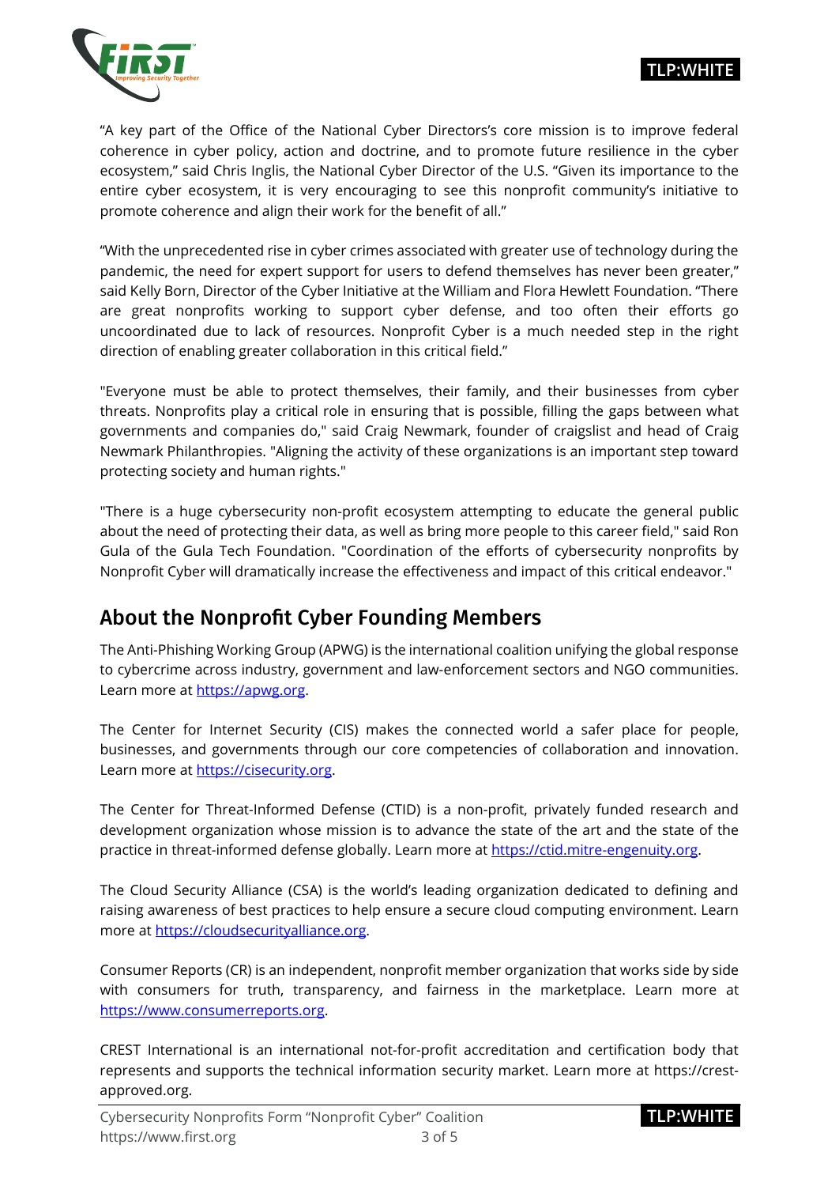"A key part of the Office of the National Cyber Directors's core mission is to improve federal coherence in cyber policy, action and doctrine, and to promote future resilience in the cyber ecosystem," said Chris Inglis, the National Cyber Director of the U.S. "Given its importance to the entire cyber ecosystem, it is very encouraging to see this nonprofit community's initiative to promote coherence and align their work for the benefit of all."

"With the unprecedented rise in cyber crimes associated with greater use of technology during the pandemic, the need for expert support for users to defend themselves has never been greater," said Kelly Born, Director of the Cyber Initiative at the William and Flora Hewlett Foundation. "There are great nonprofits working to support cyber defense, and too often their efforts go uncoordinated due to lack of resources. Nonprofit Cyber is a much needed step in the right direction of enabling greater collaboration in this critical field."

"Everyone must be able to protect themselves, their family, and their businesses from cyber threats. Nonprofits play a critical role in ensuring that is possible, filling the gaps between what governments and companies do," said Craig Newmark, founder of craigslist and head of Craig Newmark Philanthropies. "Aligning the activity of these organizations is an important step toward protecting society and human rights."

"There is a huge cybersecurity non-profit ecosystem attempting to educate the general public about the need of protecting their data, as well as bring more people to this career field," said Ron Gula of the Gula Tech Foundation. "Coordination of the efforts of cybersecurity nonprofits by Nonprofit Cyber will dramatically increase the effectiveness and impact of this critical endeavor."

## About the Nonprofit Cyber Founding Members

The Anti-Phishing Working Group (APWG) is the international coalition unifying the global response to cybercrime across industry, government and law-enforcement sectors and NGO communities. Learn more at https://apwg.org.

The Center for Internet Security (CIS) makes the connected world a safer place for people, businesses, and governments through our core competencies of collaboration and innovation. Learn more at https://cisecurity.org.

The Center for Threat-Informed Defense (CTID) is a non-profit, privately funded research and development organization whose mission is to advance the state of the art and the state of the practice in threat-informed defense globally. Learn more at https://ctid.mitre-engenuity.org.

The Cloud Security Alliance (CSA) is the world's leading organization dedicated to defining and raising awareness of best practices to help ensure a secure cloud computing environment. Learn more at https://cloudsecurityalliance.org.

Consumer Reports (CR) is an independent, nonprofit member organization that works side by side with consumers for truth, transparency, and fairness in the marketplace. Learn more at https://www.consumerreports.org.

CREST International is an international not-for-profit accreditation and certification body that represents and supports the technical information security market. Learn more at https://crest-approved.org.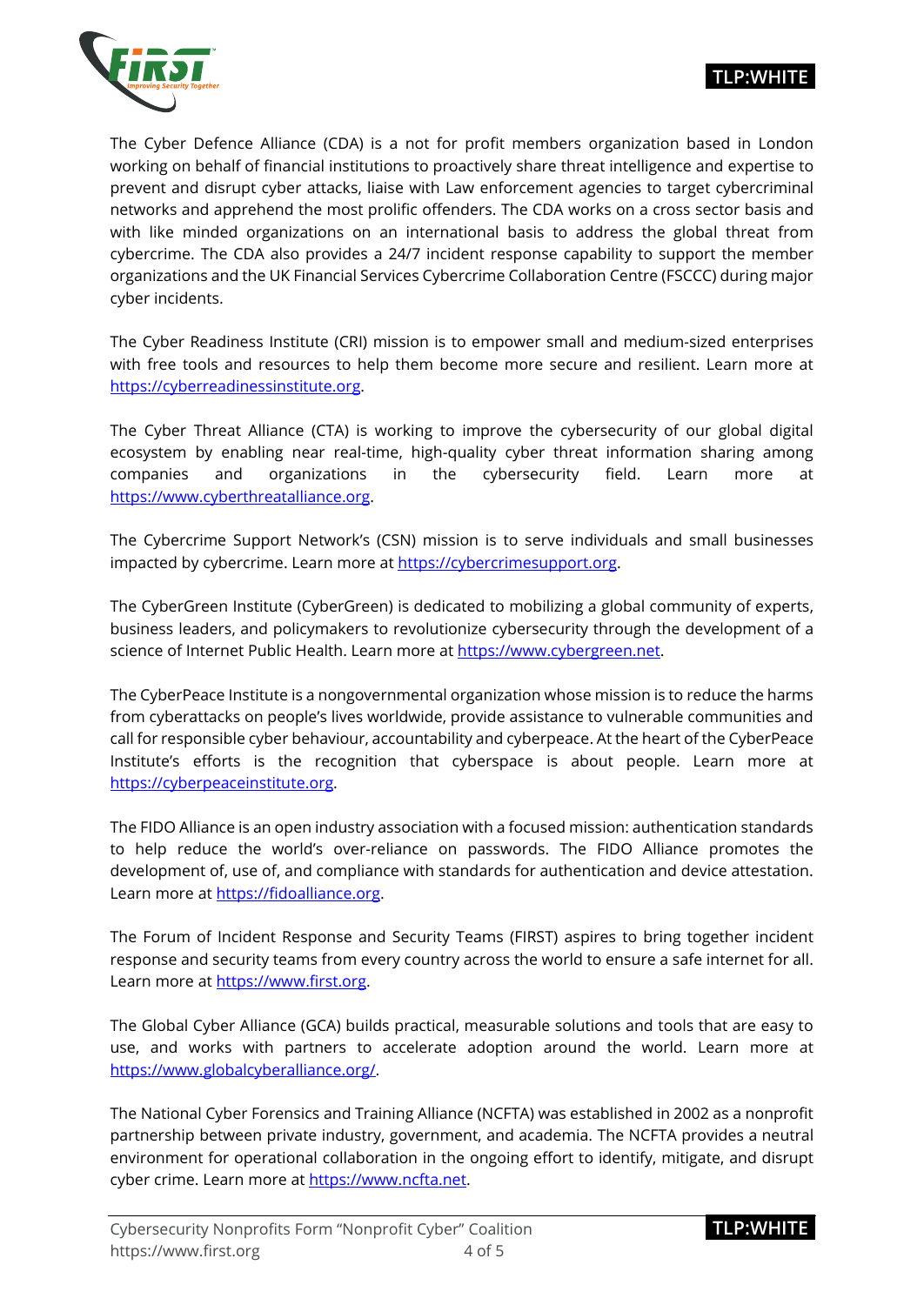The Cyber Defence Alliance (CDA) is a not for profit members organization based in London working on behalf of financial institutions to proactively share threat intelligence and expertise to prevent and disrupt cyber attacks, liaise with Law enforcement agencies to target cybercriminal networks and apprehend the most prolific offenders. The CDA works on a cross sector basis and with like minded organizations on an international basis to address the global threat from cybercrime. The CDA also provides a 24/7 incident response capability to support the member organizations and the UK Financial Services Cybercrime Collaboration Centre (FSCCC) during major cyber incidents.

The Cyber Readiness Institute (CRI) mission is to empower small and medium-sized enterprises with free tools and resources to help them become more secure and resilient. Learn more at https://cyberreadinessinstitute.org.

The Cyber Threat Alliance (CTA) is working to improve the cybersecurity of our global digital ecosystem by enabling near real-time, high-quality cyber threat information sharing among companies and organizations in the cybersecurity field. Learn more at https://www.cyberthreatalliance.org.

The Cybercrime Support Network's (CSN) mission is to serve individuals and small businesses impacted by cybercrime. Learn more at https://cybercrimesupport.org.

The CyberGreen Institute (CyberGreen) is dedicated to mobilizing a global community of experts, business leaders, and policymakers to revolutionize cybersecurity through the development of a science of Internet Public Health. Learn more at https://www.cybergreen.net.

The CyberPeace Institute is a nongovernmental organization whose mission is to reduce the harms from cyberattacks on people's lives worldwide, provide assistance to vulnerable communities and call for responsible cyber behaviour, accountability and cyberpeace. At the heart of the CyberPeace Institute's efforts is the recognition that cyberspace is about people. Learn more at https://cyberpeaceinstitute.org.

The FIDO Alliance is an open industry association with a focused mission: authentication standards to help reduce the world's over-reliance on passwords. The FIDO Alliance promotes the development of, use of, and compliance with standards for authentication and device attestation. Learn more at https://fidoalliance.org.

The Forum of Incident Response and Security Teams (FIRST) aspires to bring together incident response and security teams from every country across the world to ensure a safe internet for all. Learn more at https://www.first.org.

The Global Cyber Alliance (GCA) builds practical, measurable solutions and tools that are easy to use, and works with partners to accelerate adoption around the world. Learn more at https://www.globalcyberalliance.org/.

The National Cyber Forensics and Training Alliance (NCFTA) was established in 2002 as a nonprofit partnership between private industry, government, and academia. The NCFTA provides a neutral environment for operational collaboration in the ongoing effort to identify, mitigate, and disrupt cyber crime. Learn more at https://www.ncfta.net.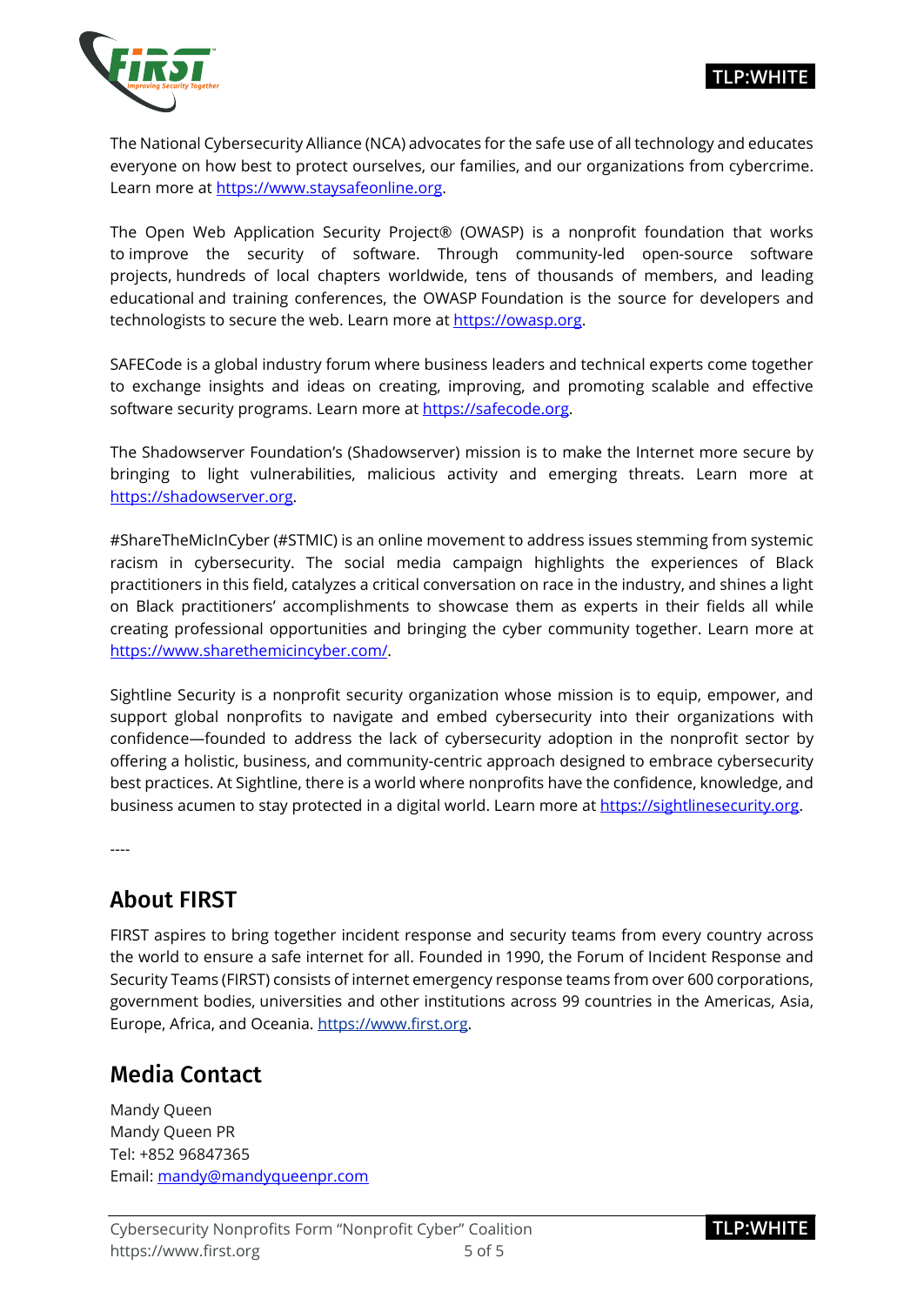The National Cybersecurity Alliance (NCA) advocates for the safe use of all technology and educates everyone on how best to protect ourselves, our families, and our organizations from cybercrime. Learn more at https://www.staysafeonline.org.

The Open Web Application Security Project® (OWASP) is a nonprofit foundation that works to improve the security of software. Through community-led open-source software projects, hundreds of local chapters worldwide, tens of thousands of members, and leading educational and training conferences, the OWASP Foundation is the source for developers and technologists to secure the web. Learn more at https://owasp.org.

SAFECode is a global industry forum where business leaders and technical experts come together to exchange insights and ideas on creating, improving, and promoting scalable and effective software security programs. Learn more at https://safecode.org.

The Shadowserver Foundation's (Shadowserver) mission is to make the Internet more secure by bringing to light vulnerabilities, malicious activity and emerging threats. Learn more at https://shadowserver.org.

#ShareTheMicInCyber (#STMIC) is an online movement to address issues stemming from systemic racism in cybersecurity. The social media campaign highlights the experiences of Black practitioners in this field, catalyzes a critical conversation on race in the industry, and shines a light on Black practitioners' accomplishments to showcase them as experts in their fields all while creating professional opportunities and bringing the cyber community together. Learn more at https://www.sharethemicincyber.com/.

Sightline Security is a nonprofit security organization whose mission is to equip, empower, and support global nonprofits to navigate and embed cybersecurity into their organizations with confidence—founded to address the lack of cybersecurity adoption in the nonprofit sector by offering a holistic, business, and community-centric approach designed to embrace cybersecurity best practices. At Sightline, there is a world where nonprofits have the confidence, knowledge, and business acumen to stay protected in a digital world. Learn more at https://sightlinesecurity.org.

----

## About FIRST

FIRST aspires to bring together incident response and security teams from every country across the world to ensure a safe internet for all. Founded in 1990, the Forum of Incident Response and Security Teams (FIRST) consists of internet emergency response teams from over 600 corporations, government bodies, universities and other institutions across 99 countries in the Americas, Asia, Europe, Africa, and Oceania. https://www.first.org.

## Media Contact

Mandy Queen
Mandy Queen PR
Tel: +852 96847365
Email: mandy@mandyqueenpr.com